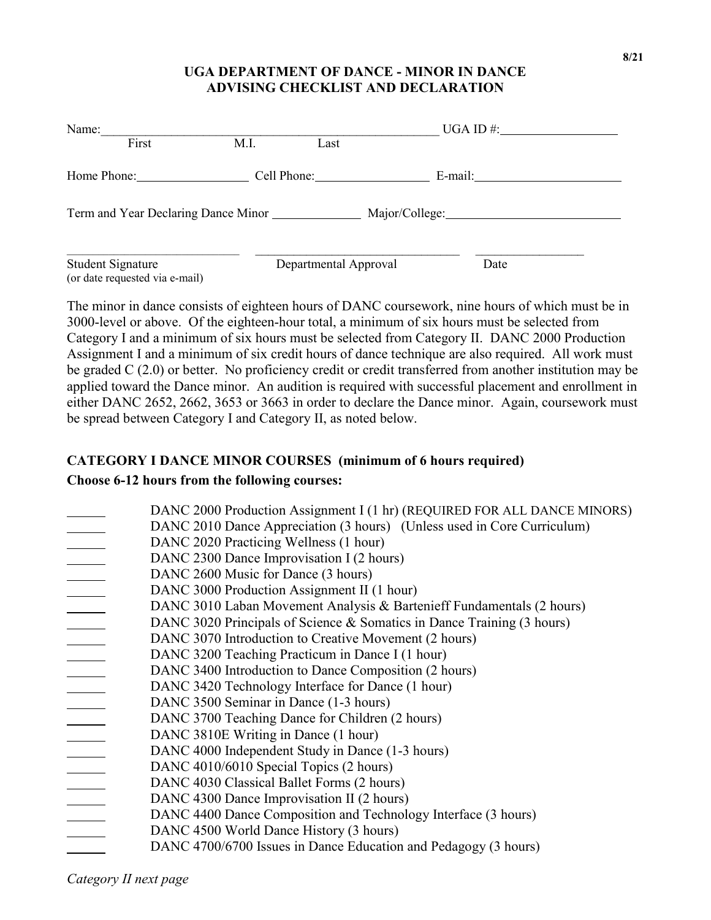# UGA DEPARTMENT OF DANCE - MINOR IN DANCE
# ADVISING CHECKLIST AND DECLARATION

Name:\_\_\_\_\_\_\_\_\_\_\_\_\_\_\_\_\_\_\_\_\_\_\_\_\_\_\_\_\_\_\_\_\_\_\_\_\_\_\_\_\_\_\_\_\_\_\_\_\_\_\_\_ UGA ID #:\_\_\_\_\_\_\_\_\_\_\_\_\_\_\_\_\_\_

First M.I. Last

Home Phone:\_\_\_\_\_\_\_\_\_\_\_\_\_\_\_\_\_\_ Cell Phone:\_\_\_\_\_\_\_\_\_\_\_\_\_\_\_\_\_\_ E-mail:\_\_\_\_\_\_\_\_\_\_\_\_\_\_\_\_\_\_\_\_\_\_\_\_

Term and Year Declaring Dance Minor \_\_\_\_\_\_\_\_\_\_\_\_\_\_ Major/College:\_\_\_\_\_\_\_\_\_\_\_\_\_\_\_\_\_\_\_\_\_\_\_\_\_\_\_\_

\_\_\_\_\_\_\_\_\_\_\_\_\_\_\_\_\_\_\_\_\_\_\_\_\_\_\_\_\_ \_\_\_\_\_\_\_\_\_\_\_\_\_\_\_\_\_\_\_\_\_\_\_\_\_\_\_\_\_\_\_\_\_\_ \_\_\_\_\_\_\_\_\_\_\_\_\_\_\_\_\_\_

Student Signature (or date requested via e-mail) | Departmental Approval | Date

The minor in dance consists of eighteen hours of DANC coursework, nine hours of which must be in 3000-level or above. Of the eighteen-hour total, a minimum of six hours must be selected from Category I and a minimum of six hours must be selected from Category II. DANC 2000 Production Assignment I and a minimum of six credit hours of dance technique are also required. All work must be graded C (2.0) or better. No proficiency credit or credit transferred from another institution may be applied toward the Dance minor. An audition is required with successful placement and enrollment in either DANC 2652, 2662, 3653 or 3663 in order to declare the Dance minor. Again, coursework must be spread between Category I and Category II, as noted below.

### CATEGORY I DANCE MINOR COURSES (minimum of 6 hours required)

**Choose 6-12 hours from the following courses:**

- \_\_\_\_\_\_ DANC 2000 Production Assignment I (1 hr) (REQUIRED FOR ALL DANCE MINORS)
- \_\_\_\_\_\_ DANC 2010 Dance Appreciation (3 hours) (Unless used in Core Curriculum)
- \_\_\_\_\_\_ DANC 2020 Practicing Wellness (1 hour)
- \_\_\_\_\_\_ DANC 2300 Dance Improvisation I (2 hours)
- \_\_\_\_\_\_ DANC 2600 Music for Dance (3 hours)
- \_\_\_\_\_\_ DANC 3000 Production Assignment II (1 hour)
- \_\_\_\_\_\_ DANC 3010 Laban Movement Analysis & Bartenieff Fundamentals (2 hours)
- \_\_\_\_\_\_ DANC 3020 Principals of Science & Somatics in Dance Training (3 hours)
- \_\_\_\_\_\_ DANC 3070 Introduction to Creative Movement (2 hours)
- \_\_\_\_\_\_ DANC 3200 Teaching Practicum in Dance I (1 hour)
- \_\_\_\_\_\_ DANC 3400 Introduction to Dance Composition (2 hours)
- \_\_\_\_\_\_ DANC 3420 Technology Interface for Dance (1 hour)
- \_\_\_\_\_\_ DANC 3500 Seminar in Dance (1-3 hours)
- \_\_\_\_\_\_ DANC 3700 Teaching Dance for Children (2 hours)
- \_\_\_\_\_\_ DANC 3810E Writing in Dance (1 hour)
- \_\_\_\_\_\_ DANC 4000 Independent Study in Dance (1-3 hours)
- \_\_\_\_\_\_ DANC 4010/6010 Special Topics (2 hours)
- \_\_\_\_\_\_ DANC 4030 Classical Ballet Forms (2 hours)
- \_\_\_\_\_\_ DANC 4300 Dance Improvisation II (2 hours)
- \_\_\_\_\_\_ DANC 4400 Dance Composition and Technology Interface (3 hours)
- \_\_\_\_\_\_ DANC 4500 World Dance History (3 hours)
- \_\_\_\_\_\_ DANC 4700/6700 Issues in Dance Education and Pedagogy (3 hours)

*Category II next page*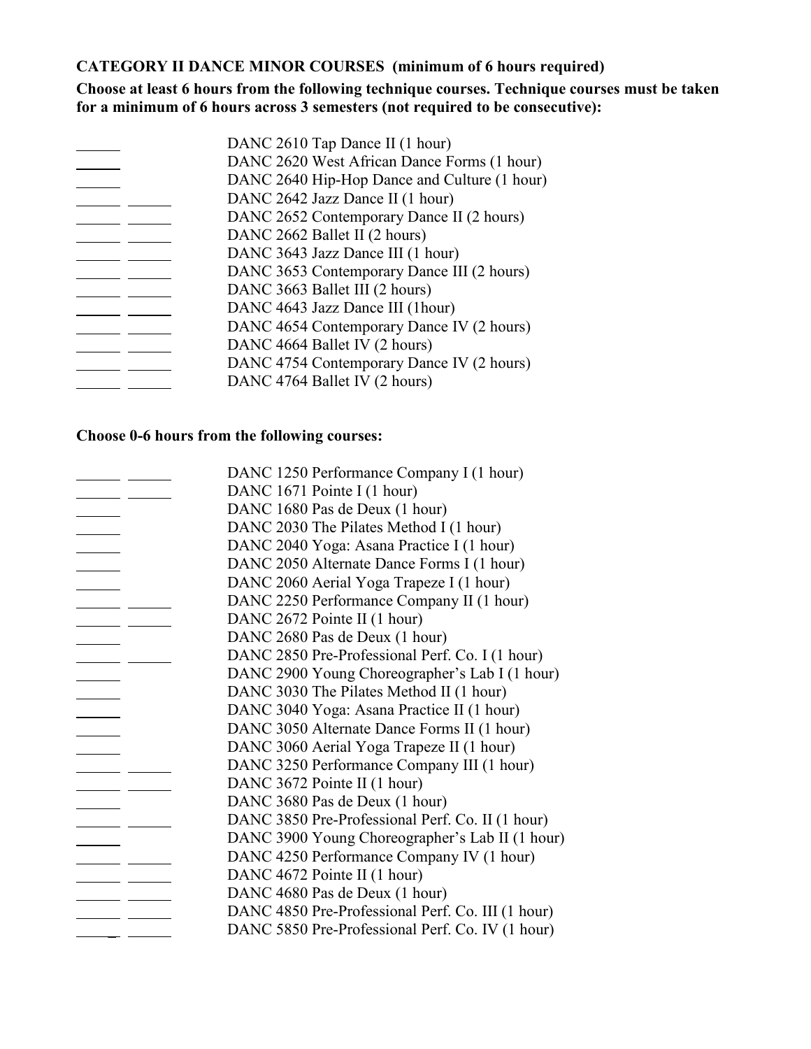**CATEGORY II DANCE MINOR COURSES (minimum of 6 hours required)**

**Choose at least 6 hours from the following technique courses. Technique courses must be taken for a minimum of 6 hours across 3 semesters (not required to be consecutive):**

| | | |
|---|---|---|
| ______ | | DANC 2610 Tap Dance II (1 hour) |
| ______ | | DANC 2620 West African Dance Forms (1 hour) |
| ______ | | DANC 2640 Hip-Hop Dance and Culture (1 hour) |
| ______ | ______ | DANC 2642 Jazz Dance II (1 hour) |
| ______ | ______ | DANC 2652 Contemporary Dance II (2 hours) |
| ______ | ______ | DANC 2662 Ballet II (2 hours) |
| ______ | ______ | DANC 3643 Jazz Dance III (1 hour) |
| ______ | ______ | DANC 3653 Contemporary Dance III (2 hours) |
| ______ | ______ | DANC 3663 Ballet III (2 hours) |
| ______ | ______ | DANC 4643 Jazz Dance III (1hour) |
| ______ | ______ | DANC 4654 Contemporary Dance IV (2 hours) |
| ______ | ______ | DANC 4664 Ballet IV (2 hours) |
| ______ | ______ | DANC 4754 Contemporary Dance IV (2 hours) |
| ______ | ______ | DANC 4764 Ballet IV (2 hours) |

**Choose 0-6 hours from the following courses:**

| | | |
|---|---|---|
| ______ | ______ | DANC 1250 Performance Company I (1 hour) |
| ______ | ______ | DANC 1671 Pointe I (1 hour) |
| ______ | | DANC 1680 Pas de Deux (1 hour) |
| ______ | | DANC 2030 The Pilates Method I (1 hour) |
| ______ | | DANC 2040 Yoga: Asana Practice I (1 hour) |
| ______ | | DANC 2050 Alternate Dance Forms I (1 hour) |
| ______ | | DANC 2060 Aerial Yoga Trapeze I (1 hour) |
| ______ | ______ | DANC 2250 Performance Company II (1 hour) |
| ______ | ______ | DANC 2672 Pointe II (1 hour) |
| ______ | | DANC 2680 Pas de Deux (1 hour) |
| ______ | ______ | DANC 2850 Pre-Professional Perf. Co. I (1 hour) |
| ______ | | DANC 2900 Young Choreographer's Lab I (1 hour) |
| ______ | | DANC 3030 The Pilates Method II (1 hour) |
| ______ | | DANC 3040 Yoga: Asana Practice II (1 hour) |
| ______ | | DANC 3050 Alternate Dance Forms II (1 hour) |
| ______ | | DANC 3060 Aerial Yoga Trapeze II (1 hour) |
| ______ | ______ | DANC 3250 Performance Company III (1 hour) |
| ______ | ______ | DANC 3672 Pointe II (1 hour) |
| ______ | | DANC 3680 Pas de Deux (1 hour) |
| ______ | ______ | DANC 3850 Pre-Professional Perf. Co. II (1 hour) |
| ______ | | DANC 3900 Young Choreographer's Lab II (1 hour) |
| ______ | ______ | DANC 4250 Performance Company IV (1 hour) |
| ______ | ______ | DANC 4672 Pointe II (1 hour) |
| ______ | ______ | DANC 4680 Pas de Deux (1 hour) |
| ______ | ______ | DANC 4850 Pre-Professional Perf. Co. III (1 hour) |
| ______ | ______ | DANC 5850 Pre-Professional Perf. Co. IV (1 hour) |